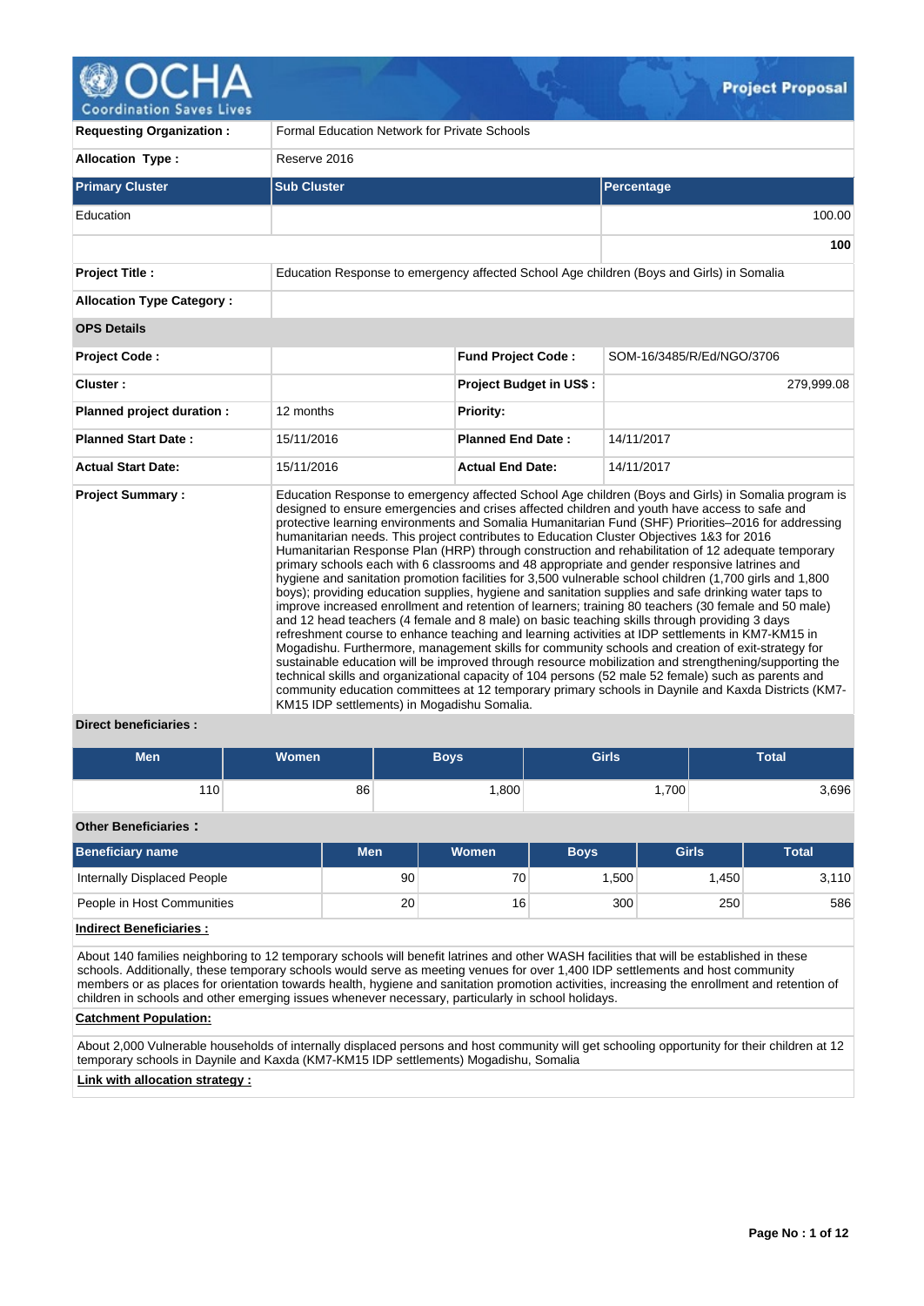# Project Proposal

| | | | |
|---|---|---|---|
| **Requesting Organization :** | Formal Education Network for Private Schools | | |
| **Allocation Type :** | Reserve 2016 | | |

| Primary Cluster | Sub Cluster | Percentage |
|---|---|---|
| Education | | 100.00 |
| | | **100** |

| | | | |
|---|---|---|---|
| **Project Title :** | Education Response to emergency affected School Age children (Boys and Girls) in Somalia | | |
| **Allocation Type Category :** | | | |

**OPS Details**

| | | | |
|---|---|---|---|
| **Project Code :** | | **Fund Project Code :** | SOM-16/3485/R/Ed/NGO/3706 |
| **Cluster :** | | **Project Budget in US$ :** | 279,999.08 |
| **Planned project duration :** | 12 months | **Priority:** | |
| **Planned Start Date :** | 15/11/2016 | **Planned End Date :** | 14/11/2017 |
| **Actual Start Date:** | 15/11/2016 | **Actual End Date:** | 14/11/2017 |

**Project Summary :**

Education Response to emergency affected School Age children (Boys and Girls) in Somalia program is designed to ensure emergencies and crises affected children and youth have access to safe and protective learning environments and Somalia Humanitarian Fund (SHF) Priorities–2016 for addressing humanitarian needs. This project contributes to Education Cluster Objectives 1&3 for 2016 Humanitarian Response Plan (HRP) through construction and rehabilitation of 12 adequate temporary primary schools each with 6 classrooms and 48 appropriate and gender responsive latrines and hygiene and sanitation promotion facilities for 3,500 vulnerable school children (1,700 girls and 1,800 boys); providing education supplies, hygiene and sanitation supplies and safe drinking water taps to improve increased enrollment and retention of learners; training 80 teachers (30 female and 50 male) and 12 head teachers (4 female and 8 male) on basic teaching skills through providing 3 days refreshment course to enhance teaching and learning activities at IDP settlements in KM7-KM15 in Mogadishu. Furthermore, management skills for community schools and creation of exit-strategy for sustainable education will be improved through resource mobilization and strengthening/supporting the technical skills and organizational capacity of 104 persons (52 male 52 female) such as parents and community education committees at 12 temporary primary schools in Daynile and Kaxda Districts (KM7-KM15 IDP settlements) in Mogadishu Somalia.

**Direct beneficiaries :**

| Men | Women | Boys | Girls | Total |
|---|---|---|---|---|
| 110 | 86 | 1,800 | 1,700 | 3,696 |

**Other Beneficiaries :**

| Beneficiary name | Men | Women | Boys | Girls | Total |
|---|---|---|---|---|---|
| Internally Displaced People | 90 | 70 | 1,500 | 1,450 | 3,110 |
| People in Host Communities | 20 | 16 | 300 | 250 | 586 |

**Indirect Beneficiaries :**

About 140 families neighboring to 12 temporary schools will benefit latrines and other WASH facilities that will be established in these schools. Additionally, these temporary schools would serve as meeting venues for over 1,400 IDP settlements and host community members or as places for orientation towards health, hygiene and sanitation promotion activities, increasing the enrollment and retention of children in schools and other emerging issues whenever necessary, particularly in school holidays.

**Catchment Population:**

About 2,000 Vulnerable households of internally displaced persons and host community will get schooling opportunity for their children at 12 temporary schools in Daynile and Kaxda (KM7-KM15 IDP settlements) Mogadishu, Somalia

**Link with allocation strategy :**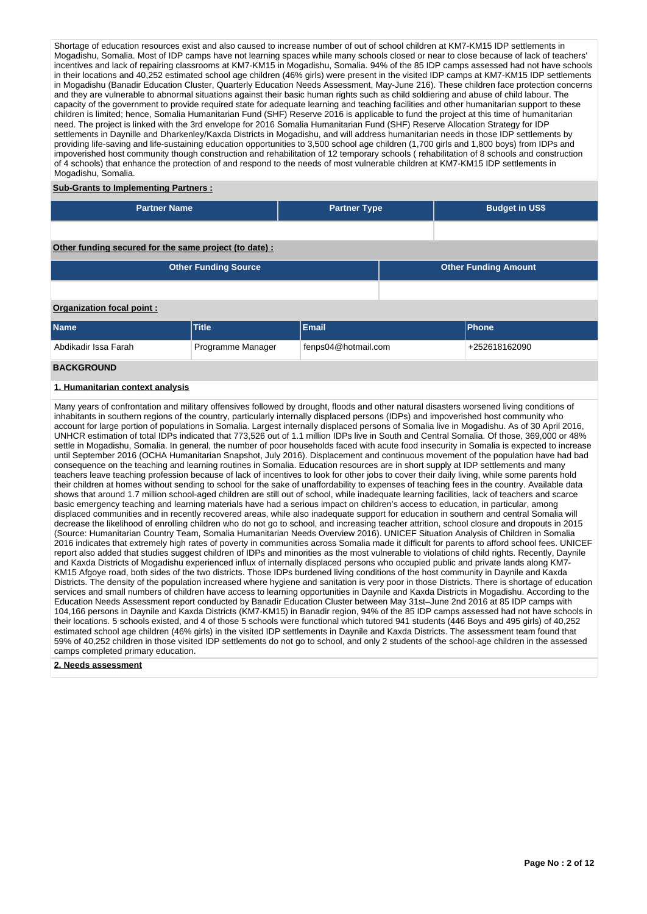Shortage of education resources exist and also caused to increase number of out of school children at KM7-KM15 IDP settlements in Mogadishu, Somalia. Most of IDP camps have not learning spaces while many schools closed or near to close because of lack of teachers' incentives and lack of repairing classrooms at KM7-KM15 in Mogadishu, Somalia. 94% of the 85 IDP camps assessed had not have schools in their locations and 40,252 estimated school age children (46% girls) were present in the visited IDP camps at KM7-KM15 IDP settlements in Mogadishu (Banadir Education Cluster, Quarterly Education Needs Assessment, May-June 216). These children face protection concerns and they are vulnerable to abnormal situations against their basic human rights such as child soldiering and abuse of child labour. The capacity of the government to provide required state for adequate learning and teaching facilities and other humanitarian support to these children is limited; hence, Somalia Humanitarian Fund (SHF) Reserve 2016 is applicable to fund the project at this time of humanitarian need. The project is linked with the 3rd envelope for 2016 Somalia Humanitarian Fund (SHF) Reserve Allocation Strategy for IDP settlements in Daynille and Dharkenley/Kaxda Districts in Mogadishu, and will address humanitarian needs in those IDP settlements by providing life-saving and life-sustaining education opportunities to 3,500 school age children (1,700 girls and 1,800 boys) from IDPs and impoverished host community though construction and rehabilitation of 12 temporary schools ( rehabilitation of 8 schools and construction of 4 schools) that enhance the protection of and respond to the needs of most vulnerable children at KM7-KM15 IDP settlements in Mogadishu, Somalia.

**Sub-Grants to Implementing Partners :**

| Partner Name | Partner Type | Budget in US$ |
|---|---|---|
| | | |

**Other funding secured for the same project (to date) :**

| Other Funding Source | Other Funding Amount |
|---|---|
| | |

**Organization focal point :**

| Name | Title | Email | Phone |
|---|---|---|---|
| Abdikadir Issa Farah | Programme Manager | fenps04@hotmail.com | +252618162090 |

## BACKGROUND

### 1. Humanitarian context analysis

Many years of confrontation and military offensives followed by drought, floods and other natural disasters worsened living conditions of inhabitants in southern regions of the country, particularly internally displaced persons (IDPs) and impoverished host community who account for large portion of populations in Somalia. Largest internally displaced persons of Somalia live in Mogadishu. As of 30 April 2016, UNHCR estimation of total IDPs indicated that 773,526 out of 1.1 million IDPs live in South and Central Somalia. Of those, 369,000 or 48% settle in Mogadishu, Somalia. In general, the number of poor households faced with acute food insecurity in Somalia is expected to increase until September 2016 (OCHA Humanitarian Snapshot, July 2016). Displacement and continuous movement of the population have had bad consequence on the teaching and learning routines in Somalia. Education resources are in short supply at IDP settlements and many teachers leave teaching profession because of lack of incentives to look for other jobs to cover their daily living, while some parents hold their children at homes without sending to school for the sake of unaffordability to expenses of teaching fees in the country. Available data shows that around 1.7 million school-aged children are still out of school, while inadequate learning facilities, lack of teachers and scarce basic emergency teaching and learning materials have had a serious impact on children's access to education, in particular, among displaced communities and in recently recovered areas, while also inadequate support for education in southern and central Somalia will decrease the likelihood of enrolling children who do not go to school, and increasing teacher attrition, school closure and dropouts in 2015 (Source: Humanitarian Country Team, Somalia Humanitarian Needs Overview 2016). UNICEF Situation Analysis of Children in Somalia 2016 indicates that extremely high rates of poverty in communities across Somalia made it difficult for parents to afford school fees. UNICEF report also added that studies suggest children of IDPs and minorities as the most vulnerable to violations of child rights. Recently, Daynile and Kaxda Districts of Mogadishu experienced influx of internally displaced persons who occupied public and private lands along KM7-KM15 Afgoye road, both sides of the two districts. Those IDPs burdened living conditions of the host community in Daynile and Kaxda Districts. The density of the population increased where hygiene and sanitation is very poor in those Districts. There is shortage of education services and small numbers of children have access to learning opportunities in Daynile and Kaxda Districts in Mogadishu. According to the Education Needs Assessment report conducted by Banadir Education Cluster between May 31st–June 2nd 2016 at 85 IDP camps with 104,166 persons in Daynile and Kaxda Districts (KM7-KM15) in Banadir region, 94% of the 85 IDP camps assessed had not have schools in their locations. 5 schools existed, and 4 of those 5 schools were functional which tutored 941 students (446 Boys and 495 girls) of 40,252 estimated school age children (46% girls) in the visited IDP settlements in Daynile and Kaxda Districts. The assessment team found that 59% of 40,252 children in those visited IDP settlements do not go to school, and only 2 students of the school-age children in the assessed camps completed primary education.

### 2. Needs assessment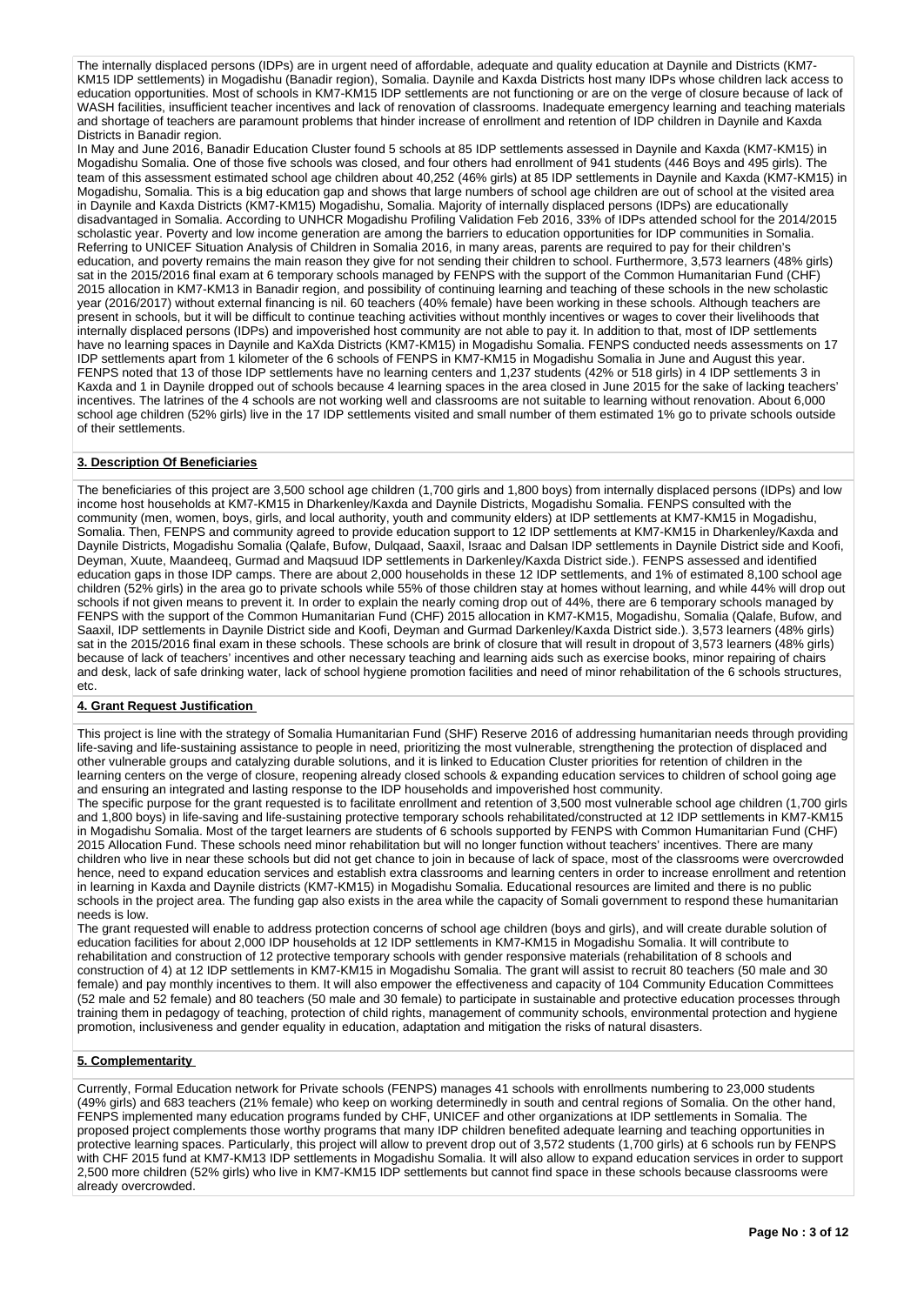The internally displaced persons (IDPs) are in urgent need of affordable, adequate and quality education at Daynile and Districts (KM7-KM15 IDP settlements) in Mogadishu (Banadir region), Somalia. Daynile and Kaxda Districts host many IDPs whose children lack access to education opportunities. Most of schools in KM7-KM15 IDP settlements are not functioning or are on the verge of closure because of lack of WASH facilities, insufficient teacher incentives and lack of renovation of classrooms. Inadequate emergency learning and teaching materials and shortage of teachers are paramount problems that hinder increase of enrollment and retention of IDP children in Daynile and Kaxda Districts in Banadir region.
In May and June 2016, Banadir Education Cluster found 5 schools at 85 IDP settlements assessed in Daynile and Kaxda (KM7-KM15) in Mogadishu Somalia. One of those five schools was closed, and four others had enrollment of 941 students (446 Boys and 495 girls). The team of this assessment estimated school age children about 40,252 (46% girls) at 85 IDP settlements in Daynile and Kaxda (KM7-KM15) in Mogadishu, Somalia. This is a big education gap and shows that large numbers of school age children are out of school at the visited area in Daynile and Kaxda Districts (KM7-KM15) Mogadishu, Somalia. Majority of internally displaced persons (IDPs) are educationally disadvantaged in Somalia. According to UNHCR Mogadishu Profiling Validation Feb 2016, 33% of IDPs attended school for the 2014/2015 scholastic year. Poverty and low income generation are among the barriers to education opportunities for IDP communities in Somalia. Referring to UNICEF Situation Analysis of Children in Somalia 2016, in many areas, parents are required to pay for their children's education, and poverty remains the main reason they give for not sending their children to school. Furthermore, 3,573 learners (48% girls) sat in the 2015/2016 final exam at 6 temporary schools managed by FENPS with the support of the Common Humanitarian Fund (CHF) 2015 allocation in KM7-KM13 in Banadir region, and possibility of continuing learning and teaching of these schools in the new scholastic year (2016/2017) without external financing is nil. 60 teachers (40% female) have been working in these schools. Although teachers are present in schools, but it will be difficult to continue teaching activities without monthly incentives or wages to cover their livelihoods that internally displaced persons (IDPs) and impoverished host community are not able to pay it. In addition to that, most of IDP settlements have no learning spaces in Daynile and KaXda Districts (KM7-KM15) in Mogadishu Somalia. FENPS conducted needs assessments on 17 IDP settlements apart from 1 kilometer of the 6 schools of FENPS in KM7-KM15 in Mogadishu Somalia in June and August this year. FENPS noted that 13 of those IDP settlements have no learning centers and 1,237 students (42% or 518 girls) in 4 IDP settlements 3 in Kaxda and 1 in Daynile dropped out of schools because 4 learning spaces in the area closed in June 2015 for the sake of lacking teachers' incentives. The latrines of the 4 schools are not working well and classrooms are not suitable to learning without renovation. About 6,000 school age children (52% girls) live in the 17 IDP settlements visited and small number of them estimated 1% go to private schools outside of their settlements.

## 3. Description Of Beneficiaries

The beneficiaries of this project are 3,500 school age children (1,700 girls and 1,800 boys) from internally displaced persons (IDPs) and low income host households at KM7-KM15 in Dharkenley/Kaxda and Daynile Districts, Mogadishu Somalia. FENPS consulted with the community (men, women, boys, girls, and local authority, youth and community elders) at IDP settlements at KM7-KM15 in Mogadishu, Somalia. Then, FENPS and community agreed to provide education support to 12 IDP settlements at KM7-KM15 in Dharkenley/Kaxda and Daynile Districts, Mogadishu Somalia (Qalafe, Bufow, Dulqaad, Saaxil, Israac and Dalsan IDP settlements in Daynile District side and Koofi, Deyman, Xuute, Maandeeq, Gurmad and Maqsuud IDP settlements in Darkenley/Kaxda District side.). FENPS assessed and identified education gaps in those IDP camps. There are about 2,000 households in these 12 IDP settlements, and 1% of estimated 8,100 school age children (52% girls) in the area go to private schools while 55% of those children stay at homes without learning, and while 44% will drop out schools if not given means to prevent it. In order to explain the nearly coming drop out of 44%, there are 6 temporary schools managed by FENPS with the support of the Common Humanitarian Fund (CHF) 2015 allocation in KM7-KM15, Mogadishu, Somalia (Qalafe, Bufow, and Saaxil, IDP settlements in Daynile District side and Koofi, Deyman and Gurmad Darkenley/Kaxda District side.). 3,573 learners (48% girls) sat in the 2015/2016 final exam in these schools. These schools are brink of closure that will result in dropout of 3,573 learners (48% girls) because of lack of teachers' incentives and other necessary teaching and learning aids such as exercise books, minor repairing of chairs and desk, lack of safe drinking water, lack of school hygiene promotion facilities and need of minor rehabilitation of the 6 schools structures, etc.

## 4. Grant Request Justification

This project is line with the strategy of Somalia Humanitarian Fund (SHF) Reserve 2016 of addressing humanitarian needs through providing life-saving and life-sustaining assistance to people in need, prioritizing the most vulnerable, strengthening the protection of displaced and other vulnerable groups and catalyzing durable solutions, and it is linked to Education Cluster priorities for retention of children in the learning centers on the verge of closure, reopening already closed schools & expanding education services to children of school going age and ensuring an integrated and lasting response to the IDP households and impoverished host community.
The specific purpose for the grant requested is to facilitate enrollment and retention of 3,500 most vulnerable school age children (1,700 girls and 1,800 boys) in life-saving and life-sustaining protective temporary schools rehabilitated/constructed at 12 IDP settlements in KM7-KM15 in Mogadishu Somalia. Most of the target learners are students of 6 schools supported by FENPS with Common Humanitarian Fund (CHF) 2015 Allocation Fund. These schools need minor rehabilitation but will no longer function without teachers' incentives. There are many children who live in near these schools but did not get chance to join in because of lack of space, most of the classrooms were overcrowded hence, need to expand education services and establish extra classrooms and learning centers in order to increase enrollment and retention in learning in Kaxda and Daynile districts (KM7-KM15) in Mogadishu Somalia. Educational resources are limited and there is no public schools in the project area. The funding gap also exists in the area while the capacity of Somali government to respond these humanitarian needs is low.
The grant requested will enable to address protection concerns of school age children (boys and girls), and will create durable solution of education facilities for about 2,000 IDP households at 12 IDP settlements in KM7-KM15 in Mogadishu Somalia. It will contribute to rehabilitation and construction of 12 protective temporary schools with gender responsive materials (rehabilitation of 8 schools and construction of 4) at 12 IDP settlements in KM7-KM15 in Mogadishu Somalia. The grant will assist to recruit 80 teachers (50 male and 30 female) and pay monthly incentives to them. It will also empower the effectiveness and capacity of 104 Community Education Committees (52 male and 52 female) and 80 teachers (50 male and 30 female) to participate in sustainable and protective education processes through training them in pedagogy of teaching, protection of child rights, management of community schools, environmental protection and hygiene promotion, inclusiveness and gender equality in education, adaptation and mitigation the risks of natural disasters.

## 5. Complementarity

Currently, Formal Education network for Private schools (FENPS) manages 41 schools with enrollments numbering to 23,000 students (49% girls) and 683 teachers (21% female) who keep on working determinedly in south and central regions of Somalia. On the other hand, FENPS implemented many education programs funded by CHF, UNICEF and other organizations at IDP settlements in Somalia. The proposed project complements those worthy programs that many IDP children benefited adequate learning and teaching opportunities in protective learning spaces. Particularly, this project will allow to prevent drop out of 3,572 students (1,700 girls) at 6 schools run by FENPS with CHF 2015 fund at KM7-KM13 IDP settlements in Mogadishu Somalia. It will also allow to expand education services in order to support 2,500 more children (52% girls) who live in KM7-KM15 IDP settlements but cannot find space in these schools because classrooms were already overcrowded.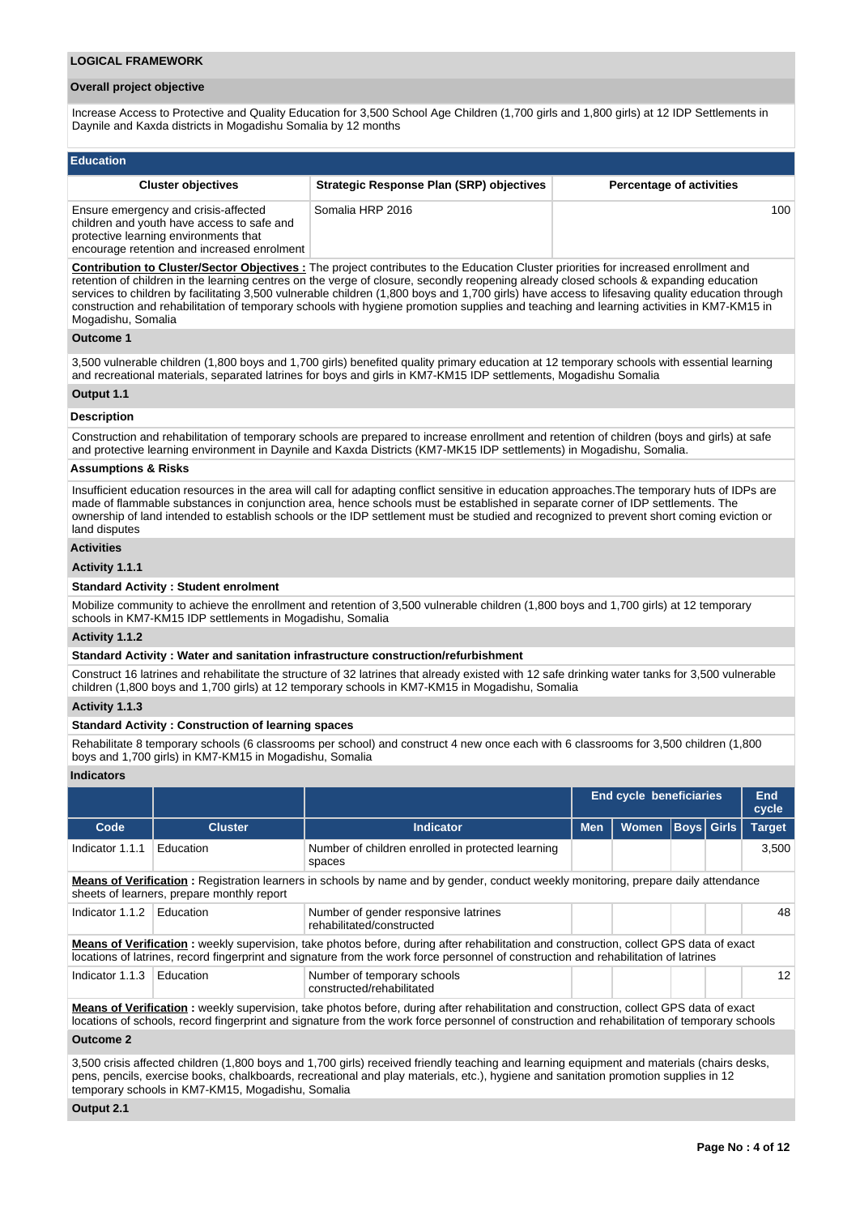## LOGICAL FRAMEWORK

### Overall project objective

Increase Access to Protective and Quality Education for 3,500 School Age Children (1,700 girls and 1,800 girls) at 12 IDP Settlements in Daynile and Kaxda districts in Mogadishu Somalia by 12 months

### Education

| Cluster objectives | Strategic Response Plan (SRP) objectives | Percentage of activities |
|---|---|---|
| Ensure emergency and crisis-affected children and youth have access to safe and protective learning environments that encourage retention and increased enrolment | Somalia HRP 2016 | 100 |

**Contribution to Cluster/Sector Objectives :** The project contributes to the Education Cluster priorities for increased enrollment and retention of children in the learning centres on the verge of closure, secondly reopening already closed schools & expanding education services to children by facilitating 3,500 vulnerable children (1,800 boys and 1,700 girls) have access to lifesaving quality education through construction and rehabilitation of temporary schools with hygiene promotion supplies and teaching and learning activities in KM7-KM15 in Mogadishu, Somalia

**Outcome 1**

3,500 vulnerable children (1,800 boys and 1,700 girls) benefited quality primary education at 12 temporary schools with essential learning and recreational materials, separated latrines for boys and girls in KM7-KM15 IDP settlements, Mogadishu Somalia

**Output 1.1**

**Description**

Construction and rehabilitation of temporary schools are prepared to increase enrollment and retention of children (boys and girls) at safe and protective learning environment in Daynile and Kaxda Districts (KM7-MK15 IDP settlements) in Mogadishu, Somalia.

**Assumptions & Risks**

Insufficient education resources in the area will call for adapting conflict sensitive in education approaches.The temporary huts of IDPs are made of flammable substances in conjunction area, hence schools must be established in separate corner of IDP settlements. The ownership of land intended to establish schools or the IDP settlement must be studied and recognized to prevent short coming eviction or land disputes

**Activities**

**Activity 1.1.1**

**Standard Activity : Student enrolment**

Mobilize community to achieve the enrollment and retention of 3,500 vulnerable children (1,800 boys and 1,700 girls) at 12 temporary schools in KM7-KM15 IDP settlements in Mogadishu, Somalia

**Activity 1.1.2**

**Standard Activity : Water and sanitation infrastructure construction/refurbishment**

Construct 16 latrines and rehabilitate the structure of 32 latrines that already existed with 12 safe drinking water tanks for 3,500 vulnerable children (1,800 boys and 1,700 girls) at 12 temporary schools in KM7-KM15 in Mogadishu, Somalia

**Activity 1.1.3**

**Standard Activity : Construction of learning spaces**

Rehabilitate 8 temporary schools (6 classrooms per school) and construct 4 new once each with 6 classrooms for 3,500 children (1,800 boys and 1,700 girls) in KM7-KM15 in Mogadishu, Somalia

**Indicators**

| | | | End cycle beneficiaries | | | | End cycle |
|---|---|---|---|---|---|---|---|
| **Code** | **Cluster** | **Indicator** | **Men** | **Women** | **Boys** | **Girls** | **Target** |
| Indicator 1.1.1 | Education | Number of children enrolled in protected learning spaces | | | | | 3,500 |
| **Means of Verification :** Registration learners in schools by name and by gender, conduct weekly monitoring, prepare daily attendance sheets of learners, prepare monthly report | | | | | | | |
| Indicator 1.1.2 | Education | Number of gender responsive latrines rehabilitated/constructed | | | | | 48 |
| **Means of Verification :** weekly supervision, take photos before, during after rehabilitation and construction, collect GPS data of exact locations of latrines, record fingerprint and signature from the work force personnel of construction and rehabilitation of latrines | | | | | | | |
| Indicator 1.1.3 | Education | Number of temporary schools constructed/rehabilitated | | | | | 12 |
| **Means of Verification :** weekly supervision, take photos before, during after rehabilitation and construction, collect GPS data of exact locations of schools, record fingerprint and signature from the work force personnel of construction and rehabilitation of temporary schools | | | | | | | |

**Outcome 2**

3,500 crisis affected children (1,800 boys and 1,700 girls) received friendly teaching and learning equipment and materials (chairs desks, pens, pencils, exercise books, chalkboards, recreational and play materials, etc.), hygiene and sanitation promotion supplies in 12 temporary schools in KM7-KM15, Mogadishu, Somalia

**Output 2.1**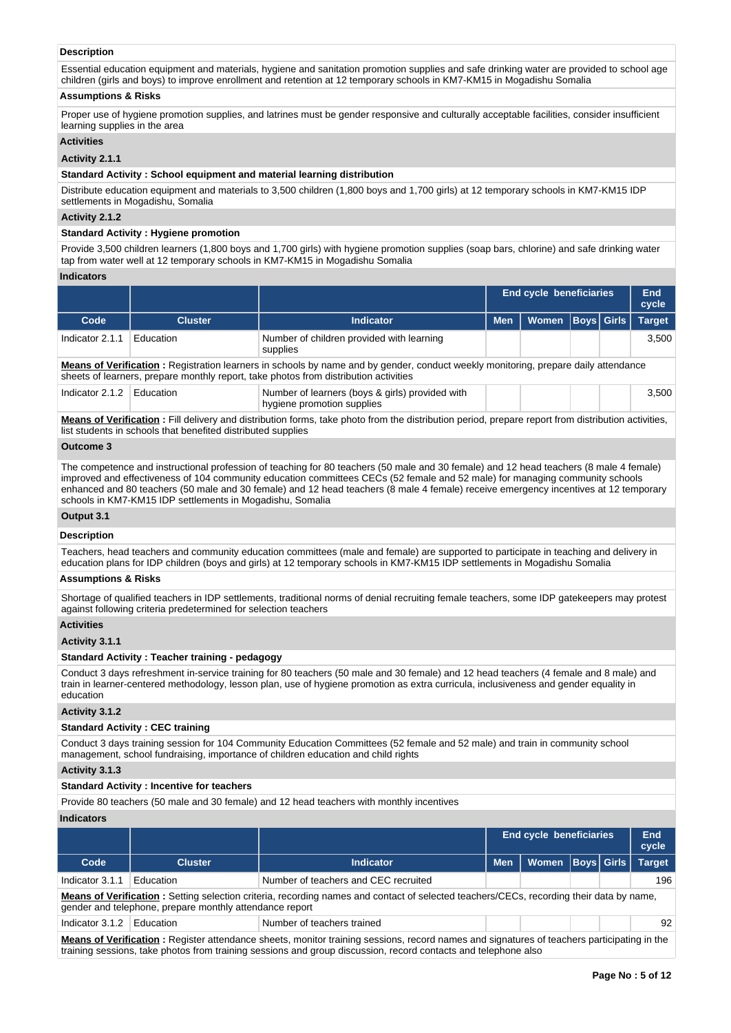**Description**

Essential education equipment and materials, hygiene and sanitation promotion supplies and safe drinking water are provided to school age children (girls and boys) to improve enrollment and retention at 12 temporary schools in KM7-KM15 in Mogadishu Somalia

**Assumptions & Risks**

Proper use of hygiene promotion supplies, and latrines must be gender responsive and culturally acceptable facilities, consider insufficient learning supplies in the area

**Activities**

**Activity 2.1.1**

**Standard Activity : School equipment and material learning distribution**

Distribute education equipment and materials to 3,500 children (1,800 boys and 1,700 girls) at 12 temporary schools in KM7-KM15 IDP settlements in Mogadishu, Somalia

**Activity 2.1.2**

**Standard Activity : Hygiene promotion**

Provide 3,500 children learners (1,800 boys and 1,700 girls) with hygiene promotion supplies (soap bars, chlorine) and safe drinking water tap from water well at 12 temporary schools in KM7-KM15 in Mogadishu Somalia

**Indicators**

| | | | End cycle beneficiaries | | | | End cycle |
|---|---|---|---|---|---|---|---|
| Code | Cluster | Indicator | Men | Women | Boys | Girls | Target |
| Indicator 2.1.1 | Education | Number of children provided with learning supplies | | | | | 3,500 |

**Means of Verification :** Registration learners in schools by name and by gender, conduct weekly monitoring, prepare daily attendance sheets of learners, prepare monthly report, take photos from distribution activities

| Code | Cluster | Indicator | Men | Women | Boys | Girls | Target |
|---|---|---|---|---|---|---|---|
| Indicator 2.1.2 | Education | Number of learners (boys & girls) provided with hygiene promotion supplies | | | | | 3,500 |

**Means of Verification :** Fill delivery and distribution forms, take photo from the distribution period, prepare report from distribution activities, list students in schools that benefited distributed supplies

**Outcome 3**

The competence and instructional profession of teaching for 80 teachers (50 male and 30 female) and 12 head teachers (8 male 4 female) improved and effectiveness of 104 community education committees CECs (52 female and 52 male) for managing community schools enhanced and 80 teachers (50 male and 30 female) and 12 head teachers (8 male 4 female) receive emergency incentives at 12 temporary schools in KM7-KM15 IDP settlements in Mogadishu, Somalia

**Output 3.1**

**Description**

Teachers, head teachers and community education committees (male and female) are supported to participate in teaching and delivery in education plans for IDP children (boys and girls) at 12 temporary schools in KM7-KM15 IDP settlements in Mogadishu Somalia

**Assumptions & Risks**

Shortage of qualified teachers in IDP settlements, traditional norms of denial recruiting female teachers, some IDP gatekeepers may protest against following criteria predetermined for selection teachers

**Activities**

**Activity 3.1.1**

**Standard Activity : Teacher training - pedagogy**

Conduct 3 days refreshment in-service training for 80 teachers (50 male and 30 female) and 12 head teachers (4 female and 8 male) and train in learner-centered methodology, lesson plan, use of hygiene promotion as extra curricula, inclusiveness and gender equality in education

**Activity 3.1.2**

**Standard Activity : CEC training**

Conduct 3 days training session for 104 Community Education Committees (52 female and 52 male) and train in community school management, school fundraising, importance of children education and child rights

**Activity 3.1.3**

**Standard Activity : Incentive for teachers**

Provide 80 teachers (50 male and 30 female) and 12 head teachers with monthly incentives

**Indicators**

| | | | End cycle beneficiaries | | | | End cycle |
|---|---|---|---|---|---|---|---|
| Code | Cluster | Indicator | Men | Women | Boys | Girls | Target |
| Indicator 3.1.1 | Education | Number of teachers and CEC recruited | | | | | 196 |

**Means of Verification :** Setting selection criteria, recording names and contact of selected teachers/CECs, recording their data by name, gender and telephone, prepare monthly attendance report

| Code | Cluster | Indicator | Men | Women | Boys | Girls | Target |
|---|---|---|---|---|---|---|---|
| Indicator 3.1.2 | Education | Number of teachers trained | | | | | 92 |

**Means of Verification :** Register attendance sheets, monitor training sessions, record names and signatures of teachers participating in the training sessions, take photos from training sessions and group discussion, record contacts and telephone also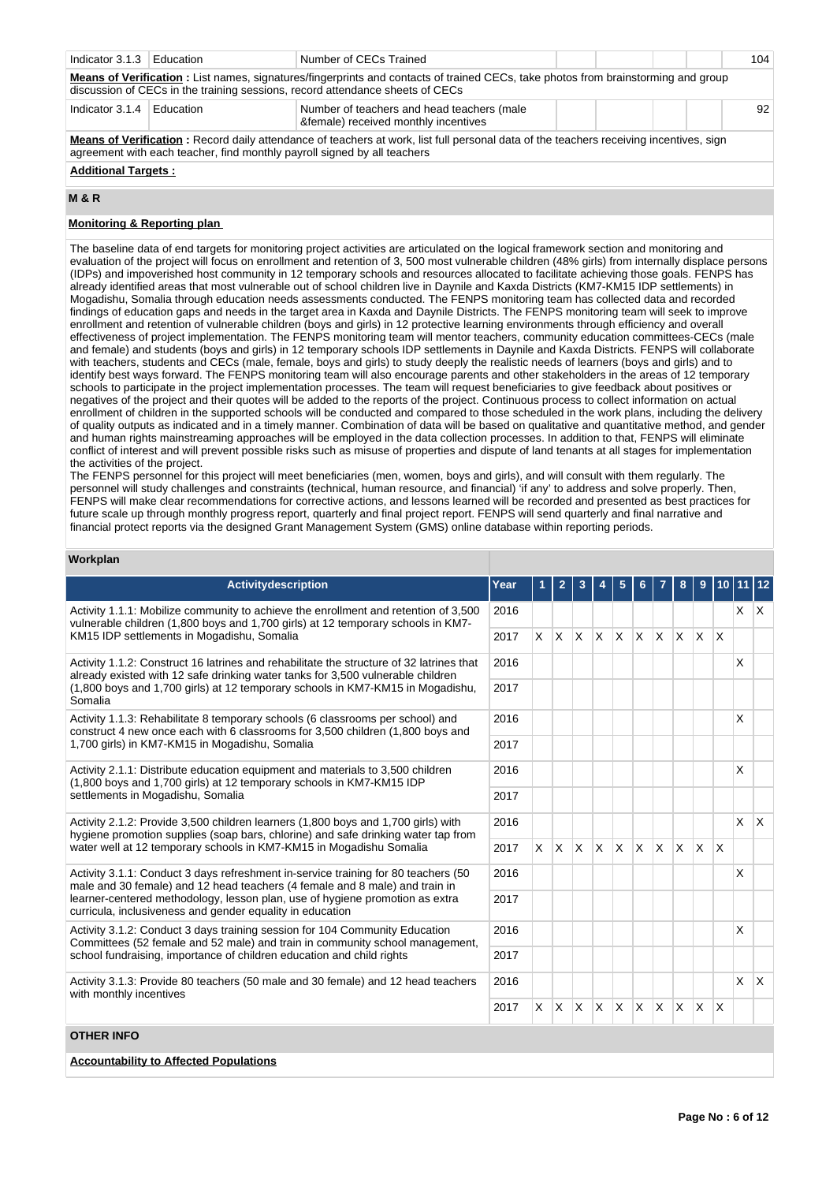| Indicator 3.1.3 | Education | Number of CECs Trained | | | | | 104 |
|---|---|---|---|---|---|---|---|

**Means of Verification :** List names, signatures/fingerprints and contacts of trained CECs, take photos from brainstorming and group discussion of CECs in the training sessions, record attendance sheets of CECs

| Indicator 3.1.4 | Education | Number of teachers and head teachers (male &female) received monthly incentives | | | | | 92 |
|---|---|---|---|---|---|---|---|

**Means of Verification :** Record daily attendance of teachers at work, list full personal data of the teachers receiving incentives, sign agreement with each teacher, find monthly payroll signed by all teachers

**Additional Targets :**

## M & R

**Monitoring & Reporting plan**

The baseline data of end targets for monitoring project activities are articulated on the logical framework section and monitoring and evaluation of the project will focus on enrollment and retention of 3, 500 most vulnerable children (48% girls) from internally displace persons (IDPs) and impoverished host community in 12 temporary schools and resources allocated to facilitate achieving those goals. FENPS has already identified areas that most vulnerable out of school children live in Daynile and Kaxda Districts (KM7-KM15 IDP settlements) in Mogadishu, Somalia through education needs assessments conducted. The FENPS monitoring team has collected data and recorded findings of education gaps and needs in the target area in Kaxda and Daynile Districts. The FENPS monitoring team will seek to improve enrollment and retention of vulnerable children (boys and girls) in 12 protective learning environments through efficiency and overall effectiveness of project implementation. The FENPS monitoring team will mentor teachers, community education committees-CECs (male and female) and students (boys and girls) in 12 temporary schools IDP settlements in Daynile and Kaxda Districts. FENPS will collaborate with teachers, students and CECs (male, female, boys and girls) to study deeply the realistic needs of learners (boys and girls) and to identify best ways forward. The FENPS monitoring team will also encourage parents and other stakeholders in the areas of 12 temporary schools to participate in the project implementation processes. The team will request beneficiaries to give feedback about positives or negatives of the project and their quotes will be added to the reports of the project. Continuous process to collect information on actual enrollment of children in the supported schools will be conducted and compared to those scheduled in the work plans, including the delivery of quality outputs as indicated and in a timely manner. Combination of data will be based on qualitative and quantitative method, and gender and human rights mainstreaming approaches will be employed in the data collection processes. In addition to that, FENPS will eliminate conflict of interest and will prevent possible risks such as misuse of properties and dispute of land tenants at all stages for implementation the activities of the project.
The FENPS personnel for this project will meet beneficiaries (men, women, boys and girls), and will consult with them regularly. The personnel will study challenges and constraints (technical, human resource, and financial) 'if any' to address and solve properly. Then, FENPS will make clear recommendations for corrective actions, and lessons learned will be recorded and presented as best practices for future scale up through monthly progress report, quarterly and final project report. FENPS will send quarterly and final narrative and financial protect reports via the designed Grant Management System (GMS) online database within reporting periods.

## Workplan

| Activitydescription | Year | 1 | 2 | 3 | 4 | 5 | 6 | 7 | 8 | 9 | 10 | 11 | 12 |
|---|---|---|---|---|---|---|---|---|---|---|---|---|---|
| Activity 1.1.1: Mobilize community to achieve the enrollment and retention of 3,500 vulnerable children (1,800 boys and 1,700 girls) at 12 temporary schools in KM7-KM15 IDP settlements in Mogadishu, Somalia | 2016 | | | | | | | | | | | X | X |
| | 2017 | X | X | X | X | X | X | X | X | X | X | | |
| Activity 1.1.2: Construct 16 latrines and rehabilitate the structure of 32 latrines that already existed with 12 safe drinking water tanks for 3,500 vulnerable children (1,800 boys and 1,700 girls) at 12 temporary schools in KM7-KM15 in Mogadishu, Somalia | 2016 | | | | | | | | | | | X | |
| | 2017 | | | | | | | | | | | | |
| Activity 1.1.3: Rehabilitate 8 temporary schools (6 classrooms per school) and construct 4 new once each with 6 classrooms for 3,500 children (1,800 boys and 1,700 girls) in KM7-KM15 in Mogadishu, Somalia | 2016 | | | | | | | | | | | X | |
| | 2017 | | | | | | | | | | | | |
| Activity 2.1.1: Distribute education equipment and materials to 3,500 children (1,800 boys and 1,700 girls) at 12 temporary schools in KM7-KM15 IDP settlements in Mogadishu, Somalia | 2016 | | | | | | | | | | | X | |
| | 2017 | | | | | | | | | | | | |
| Activity 2.1.2: Provide 3,500 children learners (1,800 boys and 1,700 girls) with hygiene promotion supplies (soap bars, chlorine) and safe drinking water tap from water well at 12 temporary schools in KM7-KM15 in Mogadishu Somalia | 2016 | | | | | | | | | | | X | X |
| | 2017 | X | X | X | X | X | X | X | X | X | X | | |
| Activity 3.1.1: Conduct 3 days refreshment in-service training for 80 teachers (50 male and 30 female) and 12 head teachers (4 female and 8 male) and train in learner-centered methodology, lesson plan, use of hygiene promotion as extra curricula, inclusiveness and gender equality in education | 2016 | | | | | | | | | | | X | |
| | 2017 | | | | | | | | | | | | |
| Activity 3.1.2: Conduct 3 days training session for 104 Community Education Committees (52 female and 52 male) and train in community school management, school fundraising, importance of children education and child rights | 2016 | | | | | | | | | | | X | |
| | 2017 | | | | | | | | | | | | |
| Activity 3.1.3: Provide 80 teachers (50 male and 30 female) and 12 head teachers with monthly incentives | 2016 | | | | | | | | | | | X | X |
| | 2017 | X | X | X | X | X | X | X | X | X | X | | |

## OTHER INFO

**Accountability to Affected Populations**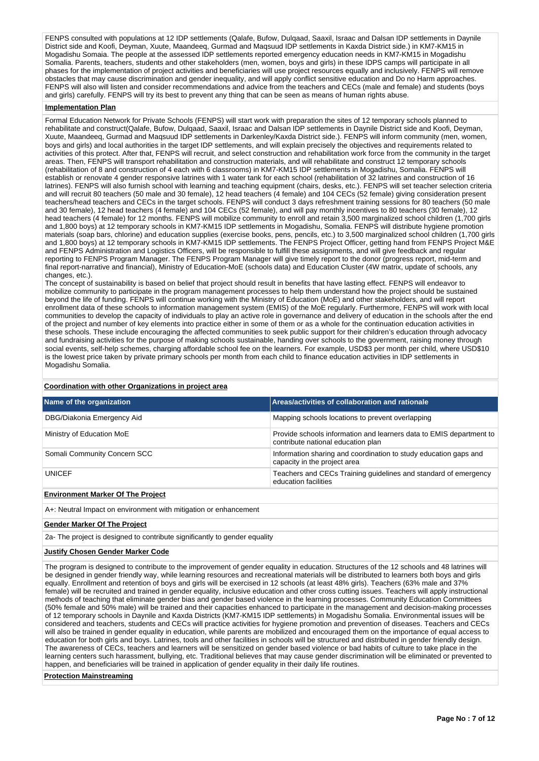FENPS consulted with populations at 12 IDP settlements (Qalafe, Bufow, Dulqaad, Saaxil, Israac and Dalsan IDP settlements in Daynile District side and Koofi, Deyman, Xuute, Maandeeq, Gurmad and Maqsuud IDP settlements in Kaxda District side.) in KM7-KM15 in Mogadishu Somaia. The people at the assessed IDP settlements reported emergency education needs in KM7-KM15 in Mogadishu Somalia. Parents, teachers, students and other stakeholders (men, women, boys and girls) in these IDPS camps will participate in all phases for the implementation of project activities and beneficiaries will use project resources equally and inclusively. FENPS will remove obstacles that may cause discrimination and gender inequality, and will apply conflict sensitive education and Do no Harm approaches. FENPS will also will listen and consider recommendations and advice from the teachers and CECs (male and female) and students (boys and girls) carefully. FENPS will try its best to prevent any thing that can be seen as means of human rights abuse.

**Implementation Plan**

Formal Education Network for Private Schools (FENPS) will start work with preparation the sites of 12 temporary schools planned to rehabilitate and construct(Qalafe, Bufow, Dulqaad, Saaxil, Israac and Dalsan IDP settlements in Daynile District side and Koofi, Deyman, Xuute, Maandeeq, Gurmad and Maqsuud IDP settlements in Darkenley/Kaxda District side.). FENPS will inform community (men, women, boys and girls) and local authorities in the target IDP settlements, and will explain precisely the objectives and requirements related to activities of this protect. After that, FENPS will recruit, and select construction and rehabilitation work force from the community in the target areas. Then, FENPS will transport rehabilitation and construction materials, and will rehabilitate and construct 12 temporary schools (rehabilitation of 8 and construction of 4 each with 6 classrooms) in KM7-KM15 IDP settlements in Mogadishu, Somalia. FENPS will establish or renovate 4 gender responsive latrines with 1 water tank for each school (rehabilitation of 32 latrines and construction of 16 latrines). FENPS will also furnish school with learning and teaching equipment (chairs, desks, etc.). FENPS will set teacher selection criteria and will recruit 80 teachers (50 male and 30 female), 12 head teachers (4 female) and 104 CECs (52 female) giving consideration present teachers/head teachers and CECs in the target schools. FENPS will conduct 3 days refreshment training sessions for 80 teachers (50 male and 30 female), 12 head teachers (4 female) and 104 CECs (52 female), and will pay monthly incentives to 80 teachers (30 female), 12 head teachers (4 female) for 12 months. FENPS will mobilize community to enroll and retain 3,500 marginalized school children (1,700 girls and 1,800 boys) at 12 temporary schools in KM7-KM15 IDP settlements in Mogadishu, Somalia. FENPS will distribute hygiene promotion materials (soap bars, chlorine) and education supplies (exercise books, pens, pencils, etc.) to 3,500 marginalized school children (1,700 girls and 1,800 boys) at 12 temporary schools in KM7-KM15 IDP settlements. The FENPS Project Officer, getting hand from FENPS Project M&E and FENPS Administration and Logistics Officers, will be responsible to fulfill these assignments, and will give feedback and regular reporting to FENPS Program Manager. The FENPS Program Manager will give timely report to the donor (progress report, mid-term and final report-narrative and financial), Ministry of Education-MoE (schools data) and Education Cluster (4W matrix, update of schools, any changes, etc.).

The concept of sustainability is based on belief that project should result in benefits that have lasting effect. FENPS will endeavor to mobilize community to participate in the program management processes to help them understand how the project should be sustained beyond the life of funding. FENPS will continue working with the Ministry of Education (MoE) and other stakeholders, and will report enrollment data of these schools to information management system (EMIS) of the MoE regularly. Furthermore, FENPS will work with local communities to develop the capacity of individuals to play an active role in governance and delivery of education in the schools after the end of the project and number of key elements into practice either in some of them or as a whole for the continuation education activities in these schools. These include encouraging the affected communities to seek public support for their children's education through advocacy and fundraising activities for the purpose of making schools sustainable, handing over schools to the government, raising money through social events, self-help schemes, charging affordable school fee on the learners. For example, USD$3 per month per child, where USD$10 is the lowest price taken by private primary schools per month from each child to finance education activities in IDP settlements in Mogadishu Somalia.

**Coordination with other Organizations in project area**

| Name of the organization | Areas/activities of collaboration and rationale |
|---|---|
| DBG/Diakonia Emergency Aid | Mapping schools locations to prevent overlapping |
| Ministry of Education MoE | Provide schools information and learners data to EMIS department to contribute national education plan |
| Somali Community Concern SCC | Information sharing and coordination to study education gaps and capacity in the project area |
| UNICEF | Teachers and CECs Training guidelines and standard of emergency education facilities |

**Environment Marker Of The Project**

A+: Neutral Impact on environment with mitigation or enhancement

**Gender Marker Of The Project**

2a- The project is designed to contribute significantly to gender equality

**Justify Chosen Gender Marker Code**

The program is designed to contribute to the improvement of gender equality in education. Structures of the 12 schools and 48 latrines will be designed in gender friendly way, while learning resources and recreational materials will be distributed to learners both boys and girls equally. Enrollment and retention of boys and girls will be exercised in 12 schools (at least 48% girls). Teachers (63% male and 37% female) will be recruited and trained in gender equality, inclusive education and other cross cutting issues. Teachers will apply instructional methods of teaching that eliminate gender bias and gender based violence in the learning processes. Community Education Committees (50% female and 50% male) will be trained and their capacities enhanced to participate in the management and decision-making processes of 12 temporary schools in Daynile and Kaxda Districts (KM7-KM15 IDP settlements) in Mogadishu Somalia. Environmental issues will be considered and teachers, students and CECs will practice activities for hygiene promotion and prevention of diseases. Teachers and CECs will also be trained in gender equality in education, while parents are mobilized and encouraged them on the importance of equal access to education for both girls and boys. Latrines, tools and other facilities in schools will be structured and distributed in gender friendly design. The awareness of CECs, teachers and learners will be sensitized on gender based violence or bad habits of culture to take place in the learning centers such harassment, bullying, etc. Traditional believes that may cause gender discrimination will be eliminated or prevented to happen, and beneficiaries will be trained in application of gender equality in their daily life routines.

**Protection Mainstreaming**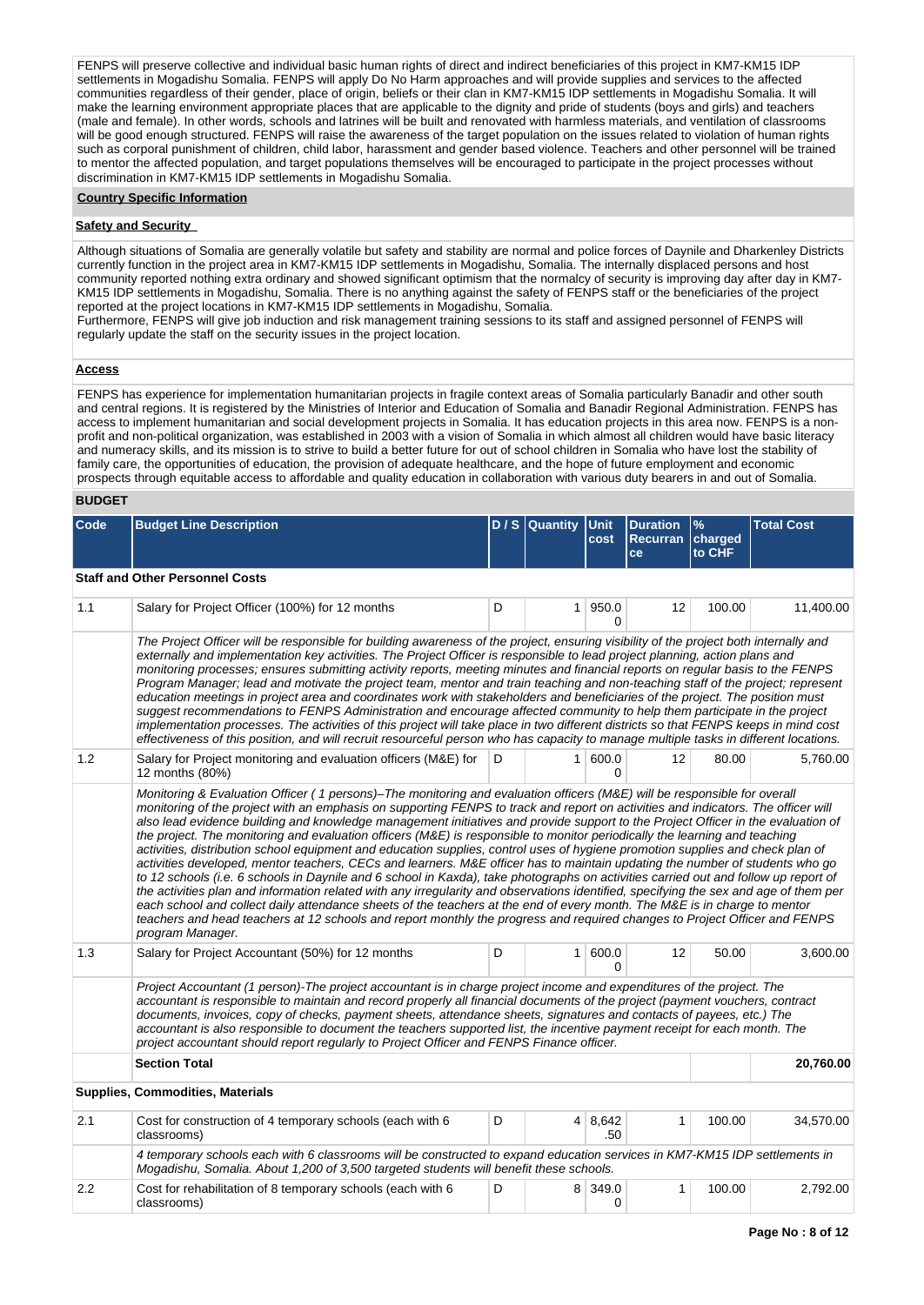FENPS will preserve collective and individual basic human rights of direct and indirect beneficiaries of this project in KM7-KM15 IDP settlements in Mogadishu Somalia. FENPS will apply Do No Harm approaches and will provide supplies and services to the affected communities regardless of their gender, place of origin, beliefs or their clan in KM7-KM15 IDP settlements in Mogadishu Somalia. It will make the learning environment appropriate places that are applicable to the dignity and pride of students (boys and girls) and teachers (male and female). In other words, schools and latrines will be built and renovated with harmless materials, and ventilation of classrooms will be good enough structured. FENPS will raise the awareness of the target population on the issues related to violation of human rights such as corporal punishment of children, child labor, harassment and gender based violence. Teachers and other personnel will be trained to mentor the affected population, and target populations themselves will be encouraged to participate in the project processes without discrimination in KM7-KM15 IDP settlements in Mogadishu Somalia.

**Country Specific Information**

**Safety and Security**

Although situations of Somalia are generally volatile but safety and stability are normal and police forces of Daynile and Dharkenley Districts currently function in the project area in KM7-KM15 IDP settlements in Mogadishu, Somalia. The internally displaced persons and host community reported nothing extra ordinary and showed significant optimism that the normalcy of security is improving day after day in KM7-KM15 IDP settlements in Mogadishu, Somalia. There is no anything against the safety of FENPS staff or the beneficiaries of the project reported at the project locations in KM7-KM15 IDP settlements in Mogadishu, Somalia.
Furthermore, FENPS will give job induction and risk management training sessions to its staff and assigned personnel of FENPS will regularly update the staff on the security issues in the project location.

**Access**

FENPS has experience for implementation humanitarian projects in fragile context areas of Somalia particularly Banadir and other south and central regions. It is registered by the Ministries of Interior and Education of Somalia and Banadir Regional Administration. FENPS has access to implement humanitarian and social development projects in Somalia. It has education projects in this area now. FENPS is a non-profit and non-political organization, was established in 2003 with a vision of Somalia in which almost all children would have basic literacy and numeracy skills, and its mission is to strive to build a better future for out of school children in Somalia who have lost the stability of family care, the opportunities of education, the provision of adequate healthcare, and the hope of future employment and economic prospects through equitable access to affordable and quality education in collaboration with various duty bearers in and out of Somalia.

## BUDGET

| Code | Budget Line Description | D / S | Quantity | Unit cost | Duration Recurrance | % charged to CHF | Total Cost |
|---|---|---|---|---|---|---|---|
| **Staff and Other Personnel Costs** | | | | | | | |
| 1.1 | Salary for Project Officer (100%) for 12 months | D | 1 | 950.00 | 12 | 100.00 | 11,400.00 |
| | *The Project Officer will be responsible for building awareness of the project, ensuring visibility of the project both internally and externally and implementation key activities. The Project Officer is responsible to lead project planning, action plans and monitoring processes; ensures submitting activity reports, meeting minutes and financial reports on regular basis to the FENPS Program Manager; lead and motivate the project team, mentor and train teaching and non-teaching staff of the project; represent education meetings in project area and coordinates work with stakeholders and beneficiaries of the project. The position must suggest recommendations to FENPS Administration and encourage affected community to help them participate in the project implementation processes. The activities of this project will take place in two different districts so that FENPS keeps in mind cost effectiveness of this position, and will recruit resourceful person who has capacity to manage multiple tasks in different locations.* | | | | | | |
| 1.2 | Salary for Project monitoring and evaluation officers (M&E) for 12 months (80%) | D | 1 | 600.00 | 12 | 80.00 | 5,760.00 |
| | *Monitoring & Evaluation Officer ( 1 persons)–The monitoring and evaluation officers (M&E) will be responsible for overall monitoring of the project with an emphasis on supporting FENPS to track and report on activities and indicators. The officer will also lead evidence building and knowledge management initiatives and provide support to the Project Officer in the evaluation of the project. The monitoring and evaluation officers (M&E) is responsible to monitor periodically the learning and teaching activities, distribution school equipment and education supplies, control uses of hygiene promotion supplies and check plan of activities developed, mentor teachers, CECs and learners. M&E officer has to maintain updating the number of students who go to 12 schools (i.e. 6 schools in Daynile and 6 school in Kaxda), take photographs on activities carried out and follow up report of the activities plan and information related with any irregularity and observations identified, specifying the sex and age of them per each school and collect daily attendance sheets of the teachers at the end of every month. The M&E is in charge to mentor teachers and head teachers at 12 schools and report monthly the progress and required changes to Project Officer and FENPS program Manager.* | | | | | | |
| 1.3 | Salary for Project Accountant (50%) for 12 months | D | 1 | 600.00 | 12 | 50.00 | 3,600.00 |
| | *Project Accountant (1 person)-The project accountant is in charge project income and expenditures of the project. The accountant is responsible to maintain and record properly all financial documents of the project (payment vouchers, contract documents, invoices, copy of checks, payment sheets, attendance sheets, signatures and contacts of payees, etc.) The accountant is also responsible to document the teachers supported list, the incentive payment receipt for each month. The project accountant should report regularly to Project Officer and FENPS Finance officer.* | | | | | | |
| | **Section Total** | | | | | | **20,760.00** |
| **Supplies, Commodities, Materials** | | | | | | | |
| 2.1 | Cost for construction of 4 temporary schools (each with 6 classrooms) | D | 4 | 8,642.50 | 1 | 100.00 | 34,570.00 |
| | *4 temporary schools each with 6 classrooms will be constructed to expand education services in KM7-KM15 IDP settlements in Mogadishu, Somalia. About 1,200 of 3,500 targeted students will benefit these schools.* | | | | | | |
| 2.2 | Cost for rehabilitation of 8 temporary schools (each with 6 classrooms) | D | 8 | 349.00 | 1 | 100.00 | 2,792.00 |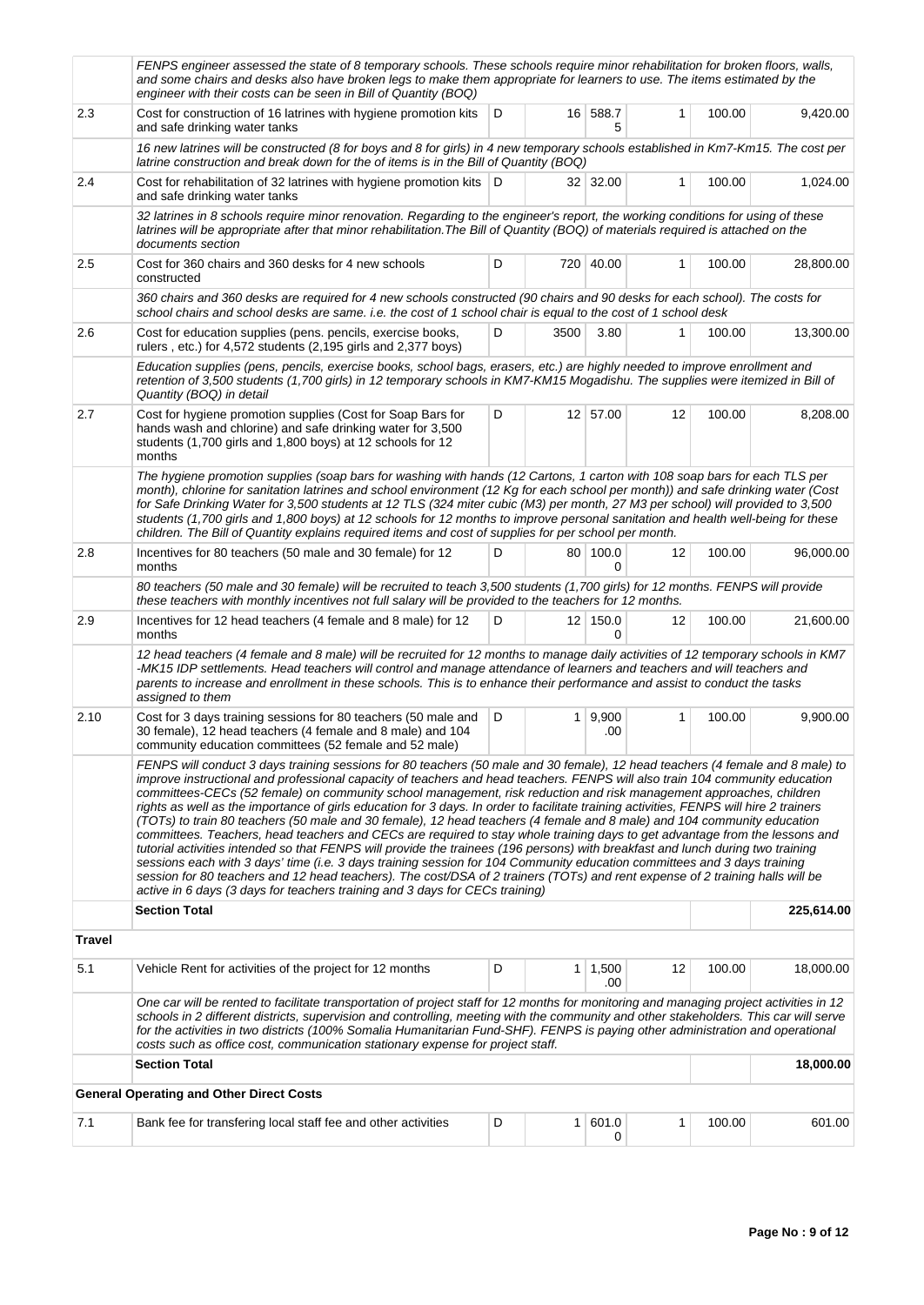| | | | | | | | |
|---|---|---|---|---|---|---|---|
| | *FENPS engineer assessed the state of 8 temporary schools. These schools require minor rehabilitation for broken floors, walls, and some chairs and desks also have broken legs to make them appropriate for learners to use. The items estimated by the engineer with their costs can be seen in Bill of Quantity (BOQ)* | | | | | | |
| 2.3 | Cost for construction of 16 latrines with hygiene promotion kits and safe drinking water tanks | D | 16 | 588.75 | 1 | 100.00 | 9,420.00 |
| | *16 new latrines will be constructed (8 for boys and 8 for girls) in 4 new temporary schools established in Km7-Km15. The cost per latrine construction and break down for the of items is in the Bill of Quantity (BOQ)* | | | | | | |
| 2.4 | Cost for rehabilitation of 32 latrines with hygiene promotion kits and safe drinking water tanks | D | 32 | 32.00 | 1 | 100.00 | 1,024.00 |
| | *32 latrines in 8 schools require minor renovation. Regarding to the engineer's report, the working conditions for using of these latrines will be appropriate after that minor rehabilitation.The Bill of Quantity (BOQ) of materials required is attached on the documents section* | | | | | | |
| 2.5 | Cost for 360 chairs and 360 desks for 4 new schools constructed | D | 720 | 40.00 | 1 | 100.00 | 28,800.00 |
| | *360 chairs and 360 desks are required for 4 new schools constructed (90 chairs and 90 desks for each school). The costs for school chairs and school desks are same. i.e. the cost of 1 school chair is equal to the cost of 1 school desk* | | | | | | |
| 2.6 | Cost for education supplies (pens. pencils, exercise books, rulers , etc.) for 4,572 students (2,195 girls and 2,377 boys) | D | 3500 | 3.80 | 1 | 100.00 | 13,300.00 |
| | *Education supplies (pens, pencils, exercise books, school bags, erasers, etc.) are highly needed to improve enrollment and retention of 3,500 students (1,700 girls) in 12 temporary schools in KM7-KM15 Mogadishu. The supplies were itemized in Bill of Quantity (BOQ) in detail* | | | | | | |
| 2.7 | Cost for hygiene promotion supplies (Cost for Soap Bars for hands wash and chlorine) and safe drinking water for 3,500 students (1,700 girls and 1,800 boys) at 12 schools for 12 months | D | 12 | 57.00 | 12 | 100.00 | 8,208.00 |
| | *The hygiene promotion supplies (soap bars for washing with hands (12 Cartons, 1 carton with 108 soap bars for each TLS per month), chlorine for sanitation latrines and school environment (12 Kg for each school per month)) and safe drinking water (Cost for Safe Drinking Water for 3,500 students at 12 TLS (324 miter cubic (M3) per month, 27 M3 per school) will provided to 3,500 students (1,700 girls and 1,800 boys) at 12 schools for 12 months to improve personal sanitation and health well-being for these children. The Bill of Quantity explains required items and cost of supplies for per school per month.* | | | | | | |
| 2.8 | Incentives for 80 teachers (50 male and 30 female) for 12 months | D | 80 | 100.00 | 12 | 100.00 | 96,000.00 |
| | *80 teachers (50 male and 30 female) will be recruited to teach 3,500 students (1,700 girls) for 12 months. FENPS will provide these teachers with monthly incentives not full salary will be provided to the teachers for 12 months.* | | | | | | |
| 2.9 | Incentives for 12 head teachers (4 female and 8 male) for 12 months | D | 12 | 150.00 | 12 | 100.00 | 21,600.00 |
| | *12 head teachers (4 female and 8 male) will be recruited for 12 months to manage daily activities of 12 temporary schools in KM7 -MK15 IDP settlements. Head teachers will control and manage attendance of learners and teachers and will teachers and parents to increase and enrollment in these schools. This is to enhance their performance and assist to conduct the tasks assigned to them* | | | | | | |
| 2.10 | Cost for 3 days training sessions for 80 teachers (50 male and 30 female), 12 head teachers (4 female and 8 male) and 104 community education committees (52 female and 52 male) | D | 1 | 9,900.00 | 1 | 100.00 | 9,900.00 |
| | *FENPS will conduct 3 days training sessions for 80 teachers (50 male and 30 female), 12 head teachers (4 female and 8 male) to improve instructional and professional capacity of teachers and head teachers. FENPS will also train 104 community education committees-CECs (52 female) on community school management, risk reduction and risk management approaches, children rights as well as the importance of girls education for 3 days. In order to facilitate training activities, FENPS will hire 2 trainers (TOTs) to train 80 teachers (50 male and 30 female), 12 head teachers (4 female and 8 male) and 104 community education committees. Teachers, head teachers and CECs are required to stay whole training days to get advantage from the lessons and tutorial activities intended so that FENPS will provide the trainees (196 persons) with breakfast and lunch during two training sessions each with 3 days' time (i.e. 3 days training session for 104 Community education committees and 3 days training session for 80 teachers and 12 head teachers). The cost/DSA of 2 trainers (TOTs) and rent expense of 2 training halls will be active in 6 days (3 days for teachers training and 3 days for CECs training)* | | | | | | |
| | **Section Total** | | | | | | **225,614.00** |
| **Travel** | | | | | | | |
| 5.1 | Vehicle Rent for activities of the project for 12 months | D | 1 | 1,500.00 | 12 | 100.00 | 18,000.00 |
| | *One car will be rented to facilitate transportation of project staff for 12 months for monitoring and managing project activities in 12 schools in 2 different districts, supervision and controlling, meeting with the community and other stakeholders. This car will serve for the activities in two districts (100% Somalia Humanitarian Fund-SHF). FENPS is paying other administration and operational costs such as office cost, communication stationary expense for project staff.* | | | | | | |
| | **Section Total** | | | | | | **18,000.00** |
| **General Operating and Other Direct Costs** | | | | | | | |
| 7.1 | Bank fee for transfering local staff fee and other activities | D | 1 | 601.00 | 1 | 100.00 | 601.00 |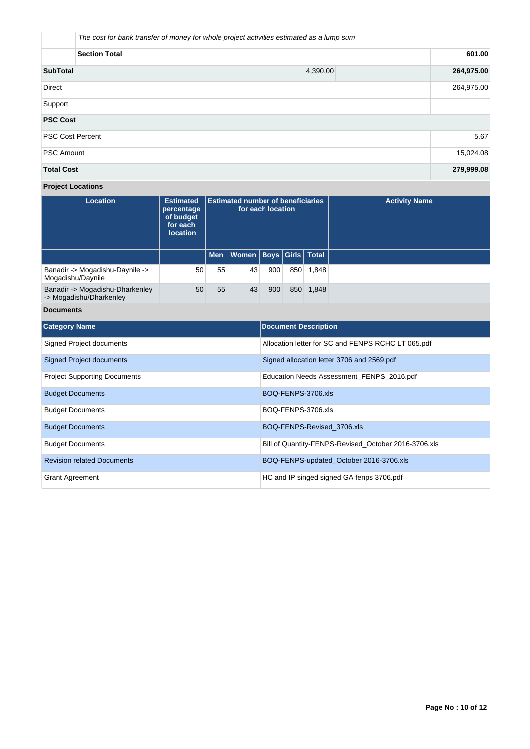| | | | | | |
|---|---|---|---|---|---|
| | *The cost for bank transfer of money for whole project activities estimated as a lump sum* | | | | |
| | **Section Total** | | | | **601.00** |
| **SubTotal** | | 4,390.00 | | | **264,975.00** |
| Direct | | | | | 264,975.00 |
| Support | | | | | |
| **PSC Cost** | | | | | |
| PSC Cost Percent | | | | | 5.67 |
| PSC Amount | | | | | 15,024.08 |
| **Total Cost** | | | | | **279,999.08** |

**Project Locations**

| Location | Estimated percentage of budget for each location | Estimated number of beneficiaries for each location | | | | | Activity Name |
|---|---|---|---|---|---|---|---|
| | | Men | Women | Boys | Girls | Total | |
| Banadir -> Mogadishu-Daynile -> Mogadishu/Daynile | 50 | 55 | 43 | 900 | 850 | 1,848 | |
| Banadir -> Mogadishu-Dharkenley -> Mogadishu/Dharkenley | 50 | 55 | 43 | 900 | 850 | 1,848 | |

**Documents**

| Category Name | Document Description |
|---|---|
| Signed Project documents | Allocation letter for SC and FENPS RCHC LT 065.pdf |
| Signed Project documents | Signed allocation letter 3706 and 2569.pdf |
| Project Supporting Documents | Education Needs Assessment_FENPS_2016.pdf |
| Budget Documents | BOQ-FENPS-3706.xls |
| Budget Documents | BOQ-FENPS-3706.xls |
| Budget Documents | BOQ-FENPS-Revised_3706.xls |
| Budget Documents | Bill of Quantity-FENPS-Revised_October 2016-3706.xls |
| Revision related Documents | BOQ-FENPS-updated_October 2016-3706.xls |
| Grant Agreement | HC and IP singed signed GA fenps 3706.pdf |